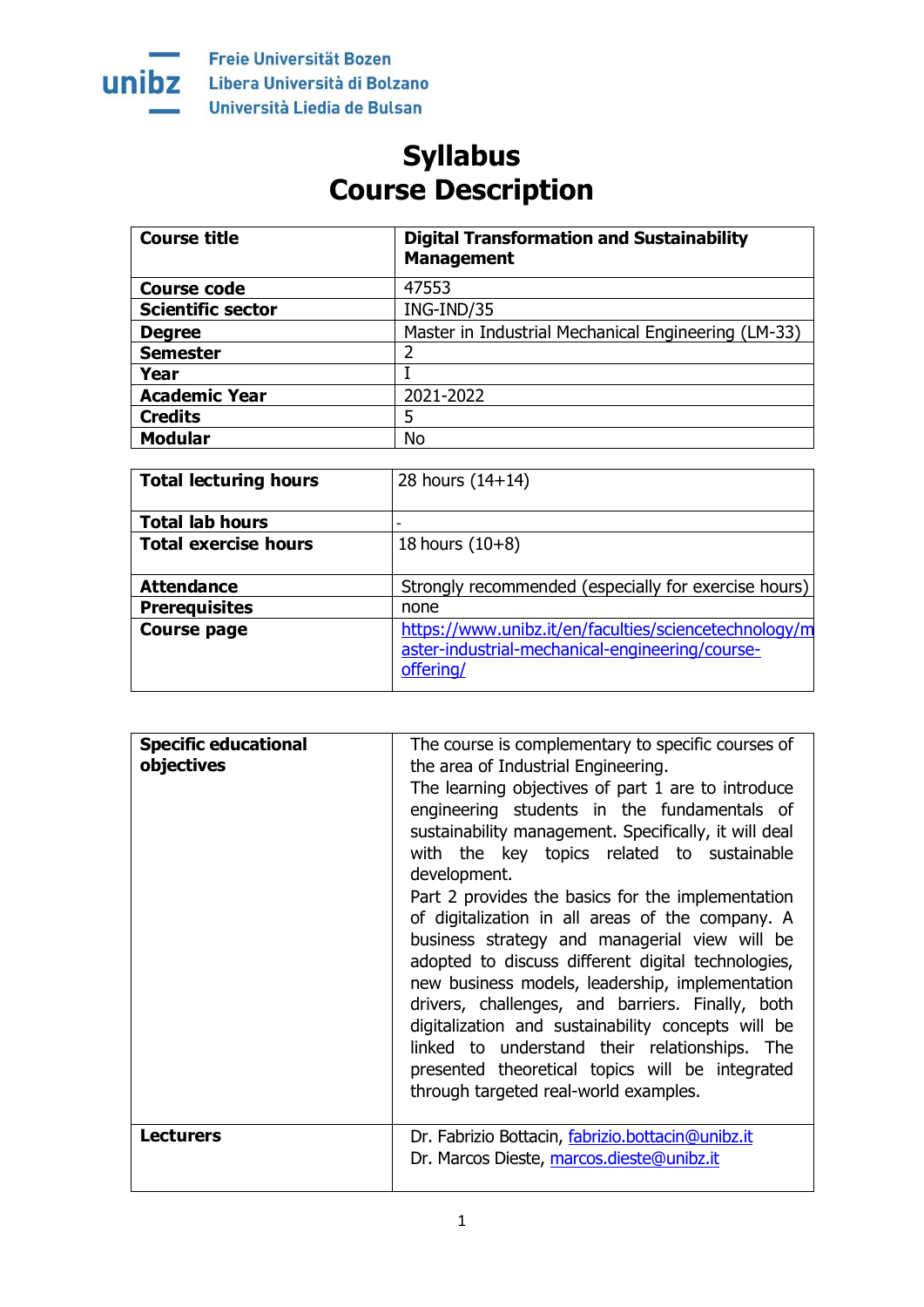Freie Universität Bozen
Libera Università di Bolzano
Università Liedia de Bulsan

# Syllabus
# Course Description

| Course title | Digital Transformation and Sustainability Management |
|---|---|
| Course code | 47553 |
| Scientific sector | ING-IND/35 |
| Degree | Master in Industrial Mechanical Engineering (LM-33) |
| Semester | 2 |
| Year | I |
| Academic Year | 2021-2022 |
| Credits | 5 |
| Modular | No |

| Total lecturing hours | 28 hours (14+14) |
|---|---|
| Total lab hours | - |
| Total exercise hours | 18 hours (10+8) |
| Attendance | Strongly recommended (especially for exercise hours) |
| Prerequisites | none |
| Course page | https://www.unibz.it/en/faculties/sciencetechnology/master-industrial-mechanical-engineering/course-offering/ |

| Specific educational objectives | The course is complementary to specific courses of the area of Industrial Engineering. The learning objectives of part 1 are to introduce engineering students in the fundamentals of sustainability management. Specifically, it will deal with the key topics related to sustainable development. Part 2 provides the basics for the implementation of digitalization in all areas of the company. A business strategy and managerial view will be adopted to discuss different digital technologies, new business models, leadership, implementation drivers, challenges, and barriers. Finally, both digitalization and sustainability concepts will be linked to understand their relationships. The presented theoretical topics will be integrated through targeted real-world examples. |
|---|---|
| Lecturers | Dr. Fabrizio Bottacin, fabrizio.bottacin@unibz.it<br>Dr. Marcos Dieste, marcos.dieste@unibz.it |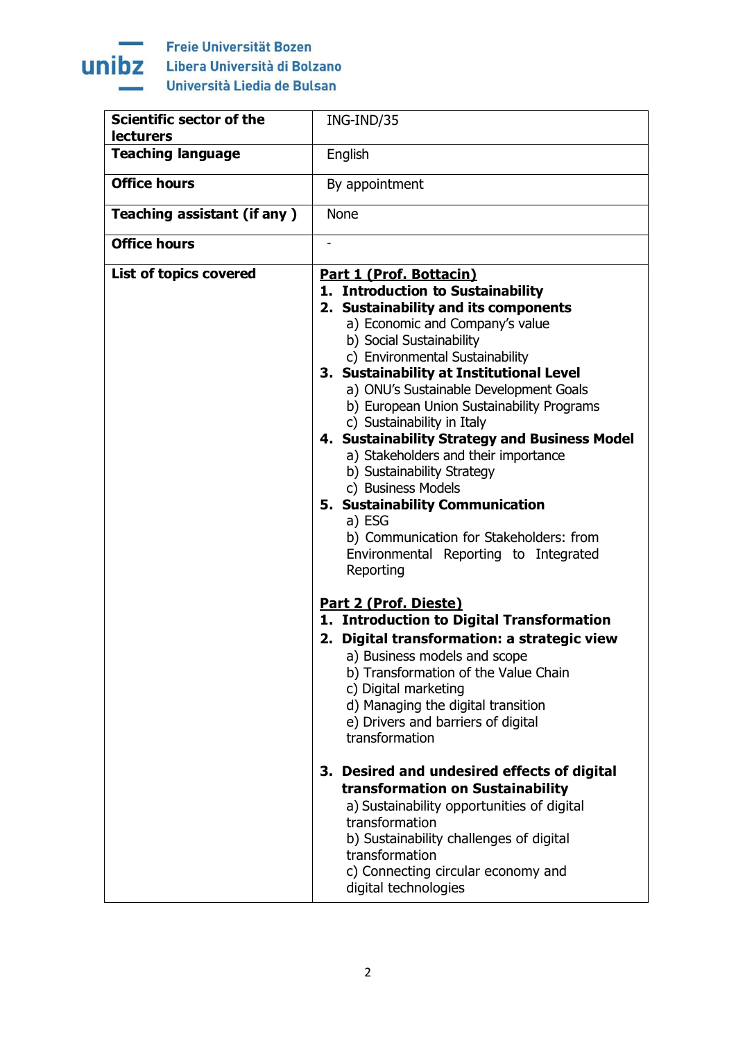| | |
|---|---|
| **Scientific sector of the lecturers** | ING-IND/35 |
| **Teaching language** | English |
| **Office hours** | By appointment |
| **Teaching assistant (if any )** | None |
| **Office hours** | - |
| **List of topics covered** | <u>**Part 1 (Prof. Bottacin)**</u><br>**1. Introduction to Sustainability**<br>**2. Sustainability and its components**<br>a) Economic and Company's value<br>b) Social Sustainability<br>c) Environmental Sustainability<br>**3. Sustainability at Institutional Level**<br>a) ONU's Sustainable Development Goals<br>b) European Union Sustainability Programs<br>c) Sustainability in Italy<br>**4. Sustainability Strategy and Business Model**<br>a) Stakeholders and their importance<br>b) Sustainability Strategy<br>c) Business Models<br>**5. Sustainability Communication**<br>a) ESG<br>b) Communication for Stakeholders: from Environmental Reporting to Integrated Reporting<br><br><u>**Part 2 (Prof. Dieste)**</u><br>**1. Introduction to Digital Transformation**<br>**2. Digital transformation: a strategic view**<br>a) Business models and scope<br>b) Transformation of the Value Chain<br>c) Digital marketing<br>d) Managing the digital transition<br>e) Drivers and barriers of digital transformation<br><br>**3. Desired and undesired effects of digital transformation on Sustainability**<br>a) Sustainability opportunities of digital transformation<br>b) Sustainability challenges of digital transformation<br>c) Connecting circular economy and digital technologies |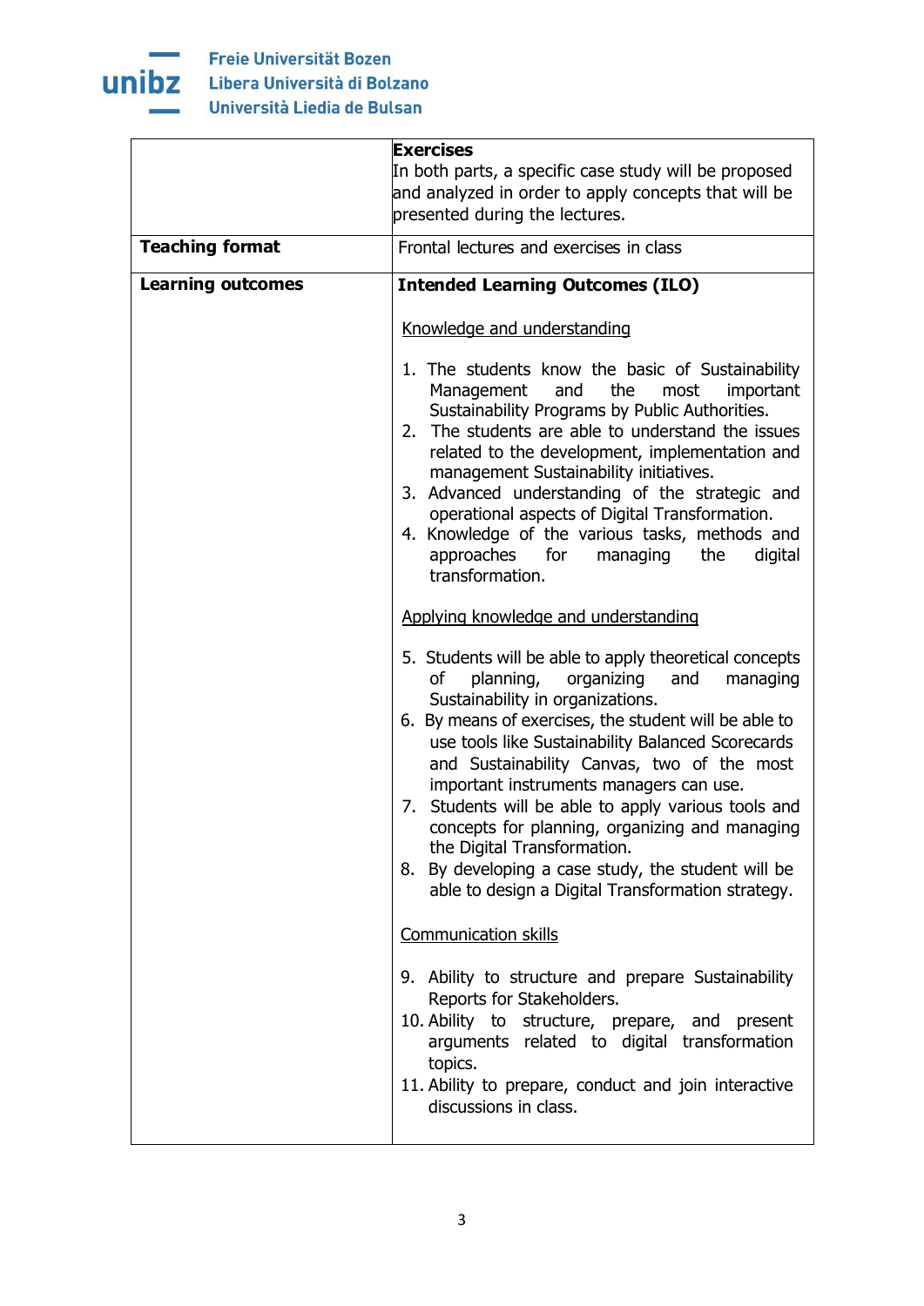| | |
|---|---|
| | **Exercises**<br>In both parts, a specific case study will be proposed and analyzed in order to apply concepts that will be presented during the lectures. |
| **Teaching format** | Frontal lectures and exercises in class |
| **Learning outcomes** | **Intended Learning Outcomes (ILO)**<br><br>Knowledge and understanding<br><br>1. The students know the basic of Sustainability Management and the most important Sustainability Programs by Public Authorities.<br>2. The students are able to understand the issues related to the development, implementation and management Sustainability initiatives.<br>3. Advanced understanding of the strategic and operational aspects of Digital Transformation.<br>4. Knowledge of the various tasks, methods and approaches for managing the digital transformation.<br><br>Applying knowledge and understanding<br><br>5. Students will be able to apply theoretical concepts of planning, organizing and managing Sustainability in organizations.<br>6. By means of exercises, the student will be able to use tools like Sustainability Balanced Scorecards and Sustainability Canvas, two of the most important instruments managers can use.<br>7. Students will be able to apply various tools and concepts for planning, organizing and managing the Digital Transformation.<br>8. By developing a case study, the student will be able to design a Digital Transformation strategy.<br><br>Communication skills<br><br>9. Ability to structure and prepare Sustainability Reports for Stakeholders.<br>10. Ability to structure, prepare, and present arguments related to digital transformation topics.<br>11. Ability to prepare, conduct and join interactive discussions in class. |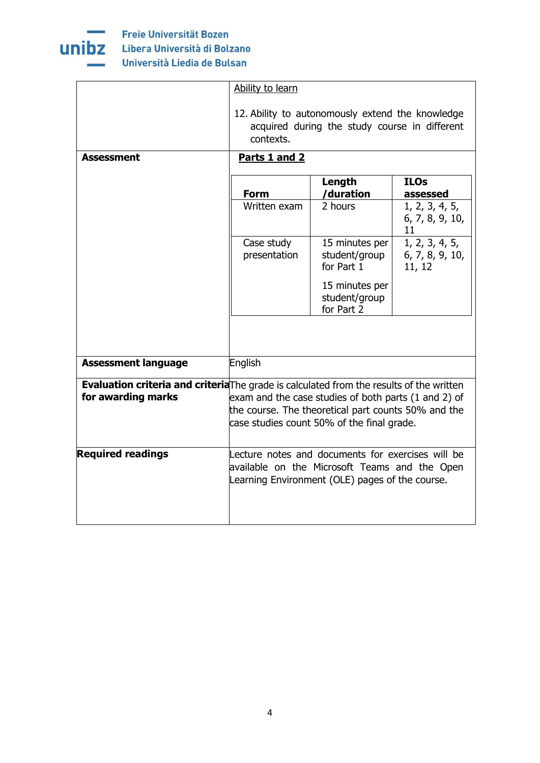| | |
|---|---|
| | Ability to learn<br><br>12. Ability to autonomously extend the knowledge acquired during the study course in different contexts. |
| **Assessment** | **Parts 1 and 2** |
| **Assessment language** | English |
| **Evaluation criteria and criteria for awarding marks** | The grade is calculated from the results of the written exam and the case studies of both parts (1 and 2) of the course. The theoretical part counts 50% and the case studies count 50% of the final grade. |
| **Required readings** | Lecture notes and documents for exercises will be available on the Microsoft Teams and the Open Learning Environment (OLE) pages of the course. |

**Assessment – Parts 1 and 2**

| Form | Length /duration | ILOs assessed |
|---|---|---|
| Written exam | 2 hours | 1, 2, 3, 4, 5, 6, 7, 8, 9, 10, 11 |
| Case study presentation | 15 minutes per student/group for Part 1<br><br>15 minutes per student/group for Part 2 | 1, 2, 3, 4, 5, 6, 7, 8, 9, 10, 11, 12 |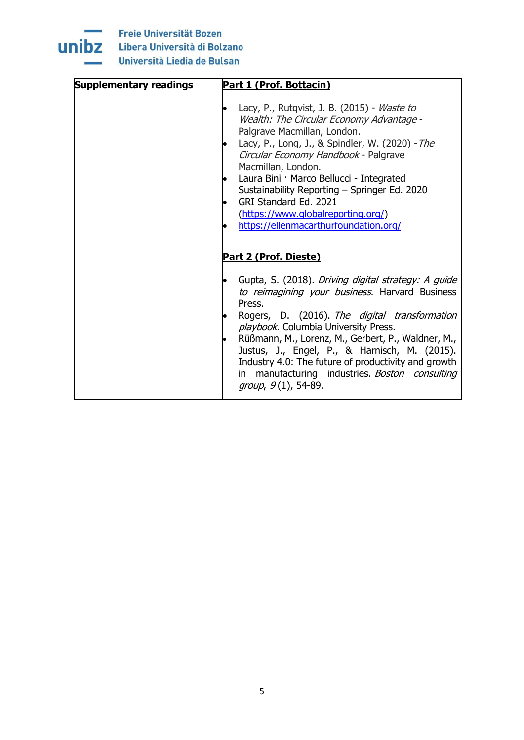| Supplementary readings | **Part 1 (Prof. Bottacin)**<br><br>• Lacy, P., Rutqvist, J. B. (2015) - *Waste to Wealth: The Circular Economy Advantage* - Palgrave Macmillan, London.<br>• Lacy, P., Long, J., & Spindler, W. (2020) - *The Circular Economy Handbook* - Palgrave Macmillan, London.<br>• Laura Bini · Marco Bellucci - Integrated Sustainability Reporting – Springer Ed. 2020<br>• GRI Standard Ed. 2021 (https://www.globalreporting.org/)<br>• https://ellenmacarthurfoundation.org/<br><br>**Part 2 (Prof. Dieste)**<br><br>• Gupta, S. (2018). *Driving digital strategy: A guide to reimagining your business*. Harvard Business Press.<br>• Rogers, D. (2016). *The digital transformation playbook*. Columbia University Press.<br>• Rüßmann, M., Lorenz, M., Gerbert, P., Waldner, M., Justus, J., Engel, P., & Harnisch, M. (2015). Industry 4.0: The future of productivity and growth in manufacturing industries. *Boston consulting group*, *9* (1), 54-89. |
|---|---|